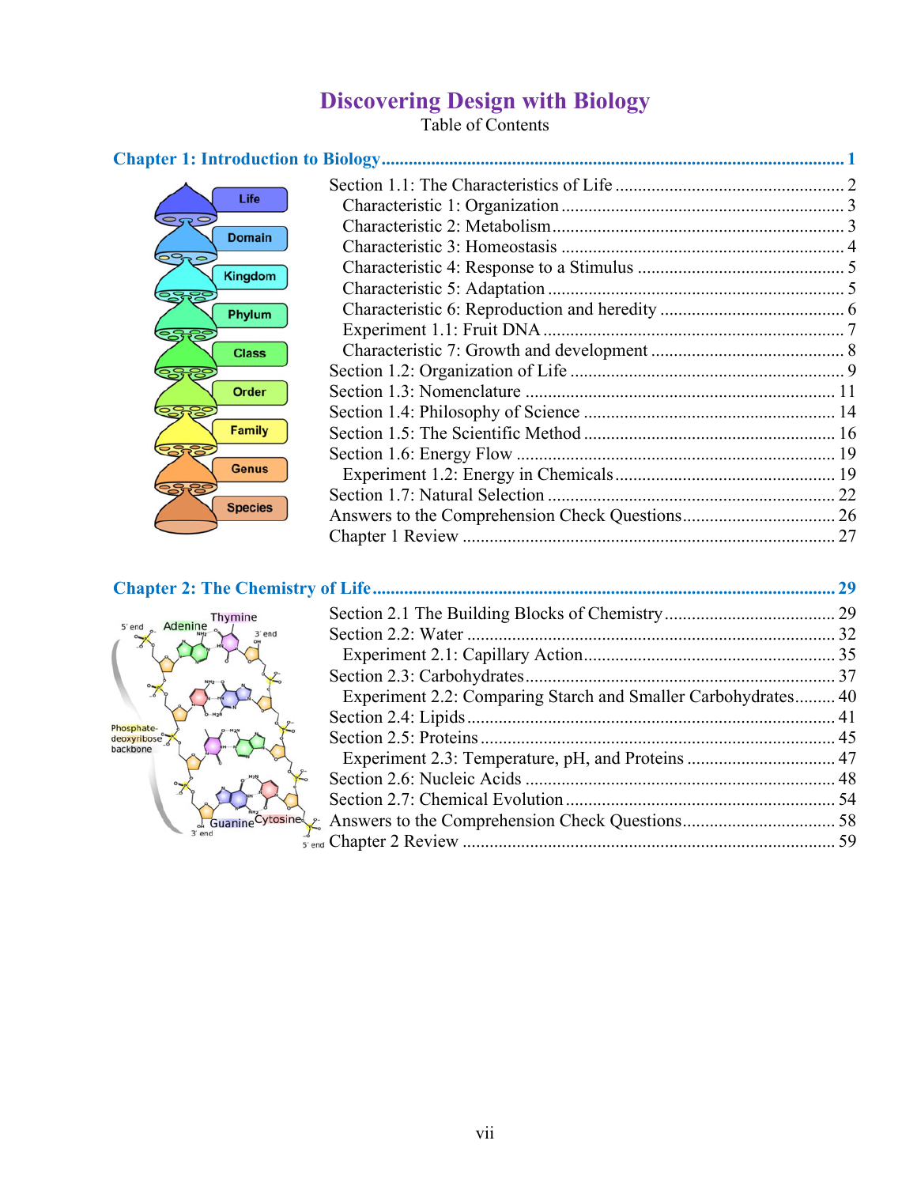# Discovering Design with Biology

Table of Contents

## Chapter 1: Introduction to Biology ........ 1

- Section 1.1: The Characteristics of Life ........ 2
  - Characteristic 1: Organization ........ 3
  - Characteristic 2: Metabolism ........ 3
  - Characteristic 3: Homeostasis ........ 4
  - Characteristic 4: Response to a Stimulus ........ 5
  - Characteristic 5: Adaptation ........ 5
  - Characteristic 6: Reproduction and heredity ........ 6
  - Experiment 1.1: Fruit DNA ........ 7
  - Characteristic 7: Growth and development ........ 8
- Section 1.2: Organization of Life ........ 9
- Section 1.3: Nomenclature ........ 11
- Section 1.4: Philosophy of Science ........ 14
- Section 1.5: The Scientific Method ........ 16
- Section 1.6: Energy Flow ........ 19
  - Experiment 1.2: Energy in Chemicals ........ 19
- Section 1.7: Natural Selection ........ 22
- Answers to the Comprehension Check Questions ........ 26
- Chapter 1 Review ........ 27

## Chapter 2: The Chemistry of Life ........ 29

- Section 2.1 The Building Blocks of Chemistry ........ 29
- Section 2.2: Water ........ 32
  - Experiment 2.1: Capillary Action ........ 35
- Section 2.3: Carbohydrates ........ 37
  - Experiment 2.2: Comparing Starch and Smaller Carbohydrates ........ 40
- Section 2.4: Lipids ........ 41
- Section 2.5: Proteins ........ 45
  - Experiment 2.3: Temperature, pH, and Proteins ........ 47
- Section 2.6: Nucleic Acids ........ 48
- Section 2.7: Chemical Evolution ........ 54
- Answers to the Comprehension Check Questions ........ 58
- Chapter 2 Review ........ 59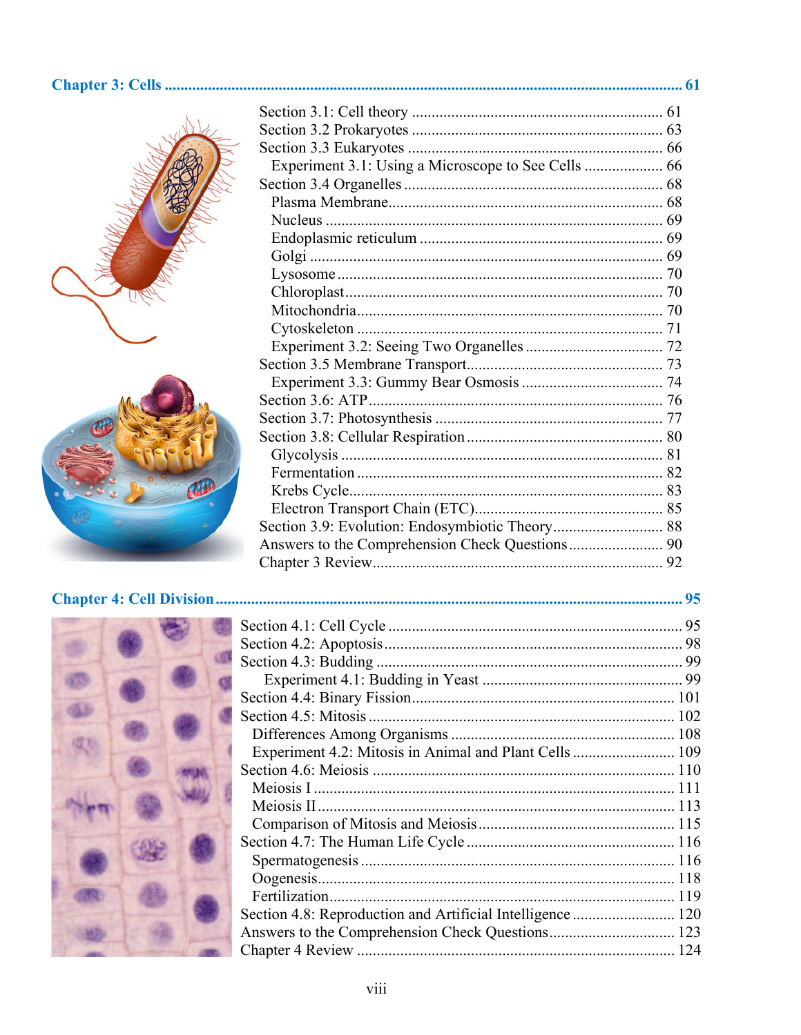**Chapter 3: Cells ........................................................................................................................ 61**

Section 3.1: Cell theory ................................................................ 61
Section 3.2 Prokaryotes ................................................................ 63
Section 3.3 Eukaryotes ................................................................ 66
  Experiment 3.1: Using a Microscope to See Cells .................... 66
Section 3.4 Organelles ................................................................ 68
  Plasma Membrane ................................................................ 68
  Nucleus ................................................................ 69
  Endoplasmic reticulum ................................................................ 69
  Golgi ................................................................ 69
  Lysosome ................................................................ 70
  Chloroplast ................................................................ 70
  Mitochondria ................................................................ 70
  Cytoskeleton ................................................................ 71
  Experiment 3.2: Seeing Two Organelles ................................. 72
Section 3.5 Membrane Transport ................................................ 73
  Experiment 3.3: Gummy Bear Osmosis ................................. 74
Section 3.6: ATP ................................................................ 76
Section 3.7: Photosynthesis ................................................................ 77
Section 3.8: Cellular Respiration ................................................ 80
  Glycolysis ................................................................ 81
  Fermentation ................................................................ 82
  Krebs Cycle ................................................................ 83
  Electron Transport Chain (ETC) ................................................ 85
Section 3.9: Evolution: Endosymbiotic Theory ........................... 88
Answers to the Comprehension Check Questions ........................ 90
Chapter 3 Review ................................................................ 92

**Chapter 4: Cell Division ........................................................................................................ 95**

Section 4.1: Cell Cycle ................................................................ 95
Section 4.2: Apoptosis ................................................................ 98
Section 4.3: Budding ................................................................ 99
  Experiment 4.1: Budding in Yeast ................................................ 99
Section 4.4: Binary Fission ................................................................ 101
Section 4.5: Mitosis ................................................................ 102
  Differences Among Organisms ................................................ 108
  Experiment 4.2: Mitosis in Animal and Plant Cells ........................ 109
Section 4.6: Meiosis ................................................................ 110
  Meiosis I ................................................................ 111
  Meiosis II ................................................................ 113
  Comparison of Mitosis and Meiosis ................................................ 115
Section 4.7: The Human Life Cycle ................................................ 116
  Spermatogenesis ................................................................ 116
  Oogenesis ................................................................ 118
  Fertilization ................................................................ 119
Section 4.8: Reproduction and Artificial Intelligence ........................ 120
Answers to the Comprehension Check Questions ............................... 123
Chapter 4 Review ................................................................ 124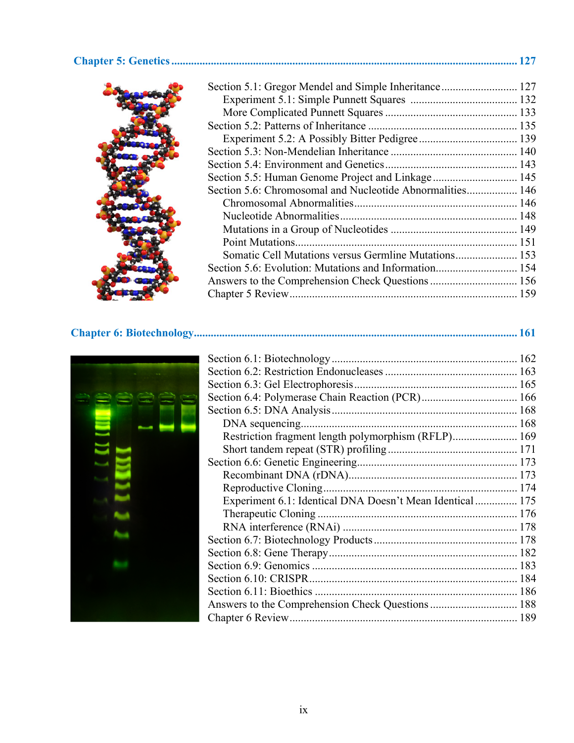**Chapter 5: Genetics** ..... 127

Section 5.1: Gregor Mendel and Simple Inheritance ..... 127
 Experiment 5.1: Simple Punnett Squares ..... 132
 More Complicated Punnett Squares ..... 133
Section 5.2: Patterns of Inheritance ..... 135
 Experiment 5.2: A Possibly Bitter Pedigree ..... 139
Section 5.3: Non-Mendelian Inheritance ..... 140
Section 5.4: Environment and Genetics ..... 143
Section 5.5: Human Genome Project and Linkage ..... 145
Section 5.6: Chromosomal and Nucleotide Abnormalities ..... 146
 Chromosomal Abnormalities ..... 146
 Nucleotide Abnormalities ..... 148
 Mutations in a Group of Nucleotides ..... 149
 Point Mutations ..... 151
 Somatic Cell Mutations versus Germline Mutations ..... 153
Section 5.6: Evolution: Mutations and Information ..... 154
Answers to the Comprehension Check Questions ..... 156
Chapter 5 Review ..... 159

**Chapter 6: Biotechnology** ..... 161

Section 6.1: Biotechnology ..... 162
Section 6.2: Restriction Endonucleases ..... 163
Section 6.3: Gel Electrophoresis ..... 165
Section 6.4: Polymerase Chain Reaction (PCR) ..... 166
Section 6.5: DNA Analysis ..... 168
 DNA sequencing ..... 168
 Restriction fragment length polymorphism (RFLP) ..... 169
 Short tandem repeat (STR) profiling ..... 171
Section 6.6: Genetic Engineering ..... 173
 Recombinant DNA (rDNA) ..... 173
 Reproductive Cloning ..... 174
 Experiment 6.1: Identical DNA Doesn't Mean Identical ..... 175
 Therapeutic Cloning ..... 176
 RNA interference (RNAi) ..... 178
Section 6.7: Biotechnology Products ..... 178
Section 6.8: Gene Therapy ..... 182
Section 6.9: Genomics ..... 183
Section 6.10: CRISPR ..... 184
Section 6.11: Bioethics ..... 186
Answers to the Comprehension Check Questions ..... 188
Chapter 6 Review ..... 189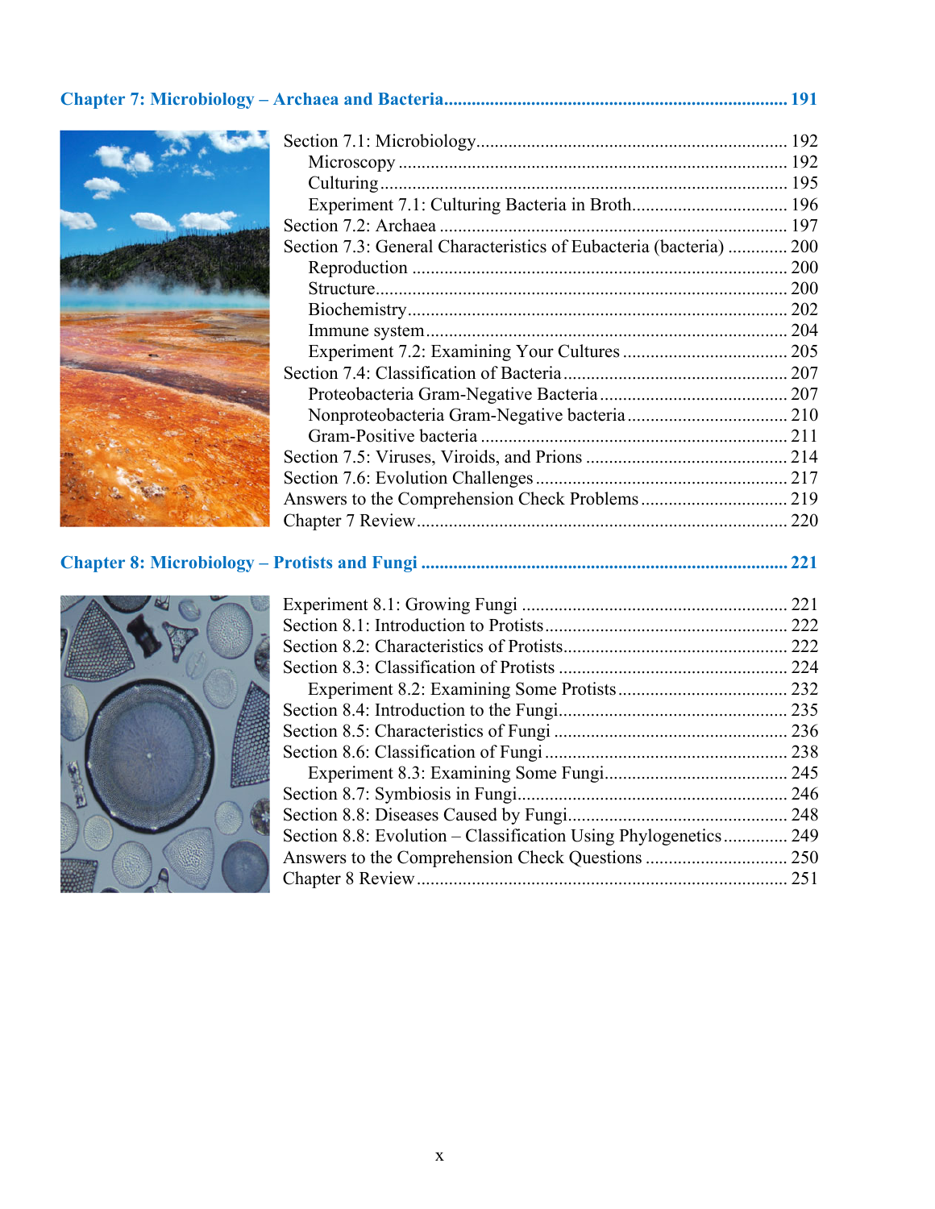## Chapter 7: Microbiology – Archaea and Bacteria ........................................................................ 191

Section 7.1: Microbiology........................................................................ 192
  Microscopy ........................................................................ 192
  Culturing ........................................................................ 195
  Experiment 7.1: Culturing Bacteria in Broth........................................ 196
Section 7.2: Archaea ........................................................................ 197
Section 7.3: General Characteristics of Eubacteria (bacteria) ............. 200
  Reproduction ........................................................................ 200
  Structure........................................................................ 200
  Biochemistry........................................................................ 202
  Immune system........................................................................ 204
  Experiment 7.2: Examining Your Cultures ........................................ 205
Section 7.4: Classification of Bacteria........................................................ 207
  Proteobacteria Gram-Negative Bacteria ........................................ 207
  Nonproteobacteria Gram-Negative bacteria ........................................ 210
  Gram-Positive bacteria ........................................................................ 211
Section 7.5: Viruses, Viroids, and Prions ........................................ 214
Section 7.6: Evolution Challenges........................................................ 217
Answers to the Comprehension Check Problems ........................................ 219
Chapter 7 Review........................................................................ 220

## Chapter 8: Microbiology – Protists and Fungi ........................................................................ 221

Experiment 8.1: Growing Fungi ........................................................ 221
Section 8.1: Introduction to Protists........................................................ 222
Section 8.2: Characteristics of Protists........................................................ 222
Section 8.3: Classification of Protists ........................................................ 224
  Experiment 8.2: Examining Some Protists........................................ 232
Section 8.4: Introduction to the Fungi........................................................ 235
Section 8.5: Characteristics of Fungi ........................................................ 236
Section 8.6: Classification of Fungi ........................................................ 238
  Experiment 8.3: Examining Some Fungi........................................ 245
Section 8.7: Symbiosis in Fungi........................................................ 246
Section 8.8: Diseases Caused by Fungi........................................................ 248
Section 8.8: Evolution – Classification Using Phylogenetics.............. 249
Answers to the Comprehension Check Questions ........................................ 250
Chapter 8 Review........................................................................ 251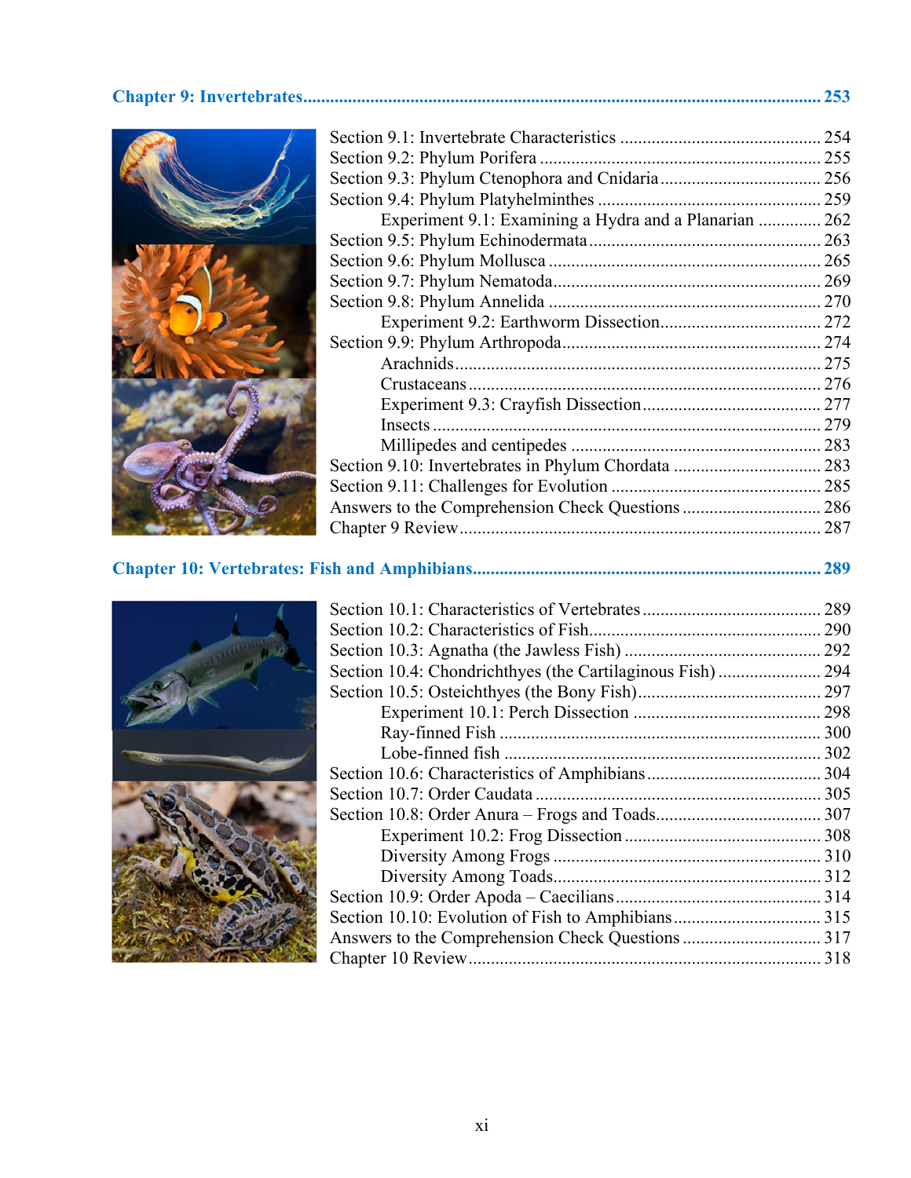**Chapter 9: Invertebrates ........ 253**

- Section 9.1: Invertebrate Characteristics ........ 254
- Section 9.2: Phylum Porifera ........ 255
- Section 9.3: Phylum Ctenophora and Cnidaria ........ 256
- Section 9.4: Phylum Platyhelminthes ........ 259
  - Experiment 9.1: Examining a Hydra and a Planarian ........ 262
- Section 9.5: Phylum Echinodermata ........ 263
- Section 9.6: Phylum Mollusca ........ 265
- Section 9.7: Phylum Nematoda ........ 269
- Section 9.8: Phylum Annelida ........ 270
  - Experiment 9.2: Earthworm Dissection ........ 272
- Section 9.9: Phylum Arthropoda ........ 274
  - Arachnids ........ 275
  - Crustaceans ........ 276
  - Experiment 9.3: Crayfish Dissection ........ 277
  - Insects ........ 279
  - Millipedes and centipedes ........ 283
- Section 9.10: Invertebrates in Phylum Chordata ........ 283
- Section 9.11: Challenges for Evolution ........ 285
- Answers to the Comprehension Check Questions ........ 286
- Chapter 9 Review ........ 287

**Chapter 10: Vertebrates: Fish and Amphibians ........ 289**

- Section 10.1: Characteristics of Vertebrates ........ 289
- Section 10.2: Characteristics of Fish ........ 290
- Section 10.3: Agnatha (the Jawless Fish) ........ 292
- Section 10.4: Chondrichthyes (the Cartilaginous Fish) ........ 294
- Section 10.5: Osteichthyes (the Bony Fish) ........ 297
  - Experiment 10.1: Perch Dissection ........ 298
  - Ray-finned Fish ........ 300
  - Lobe-finned Fish ........ 302
- Section 10.6: Characteristics of Amphibians ........ 304
- Section 10.7: Order Caudata ........ 305
- Section 10.8: Order Anura – Frogs and Toads ........ 307
  - Experiment 10.2: Frog Dissection ........ 308
  - Diversity Among Frogs ........ 310
  - Diversity Among Toads ........ 312
- Section 10.9: Order Apoda – Caecilians ........ 314
- Section 10.10: Evolution of Fish to Amphibians ........ 315
- Answers to the Comprehension Check Questions ........ 317
- Chapter 10 Review ........ 318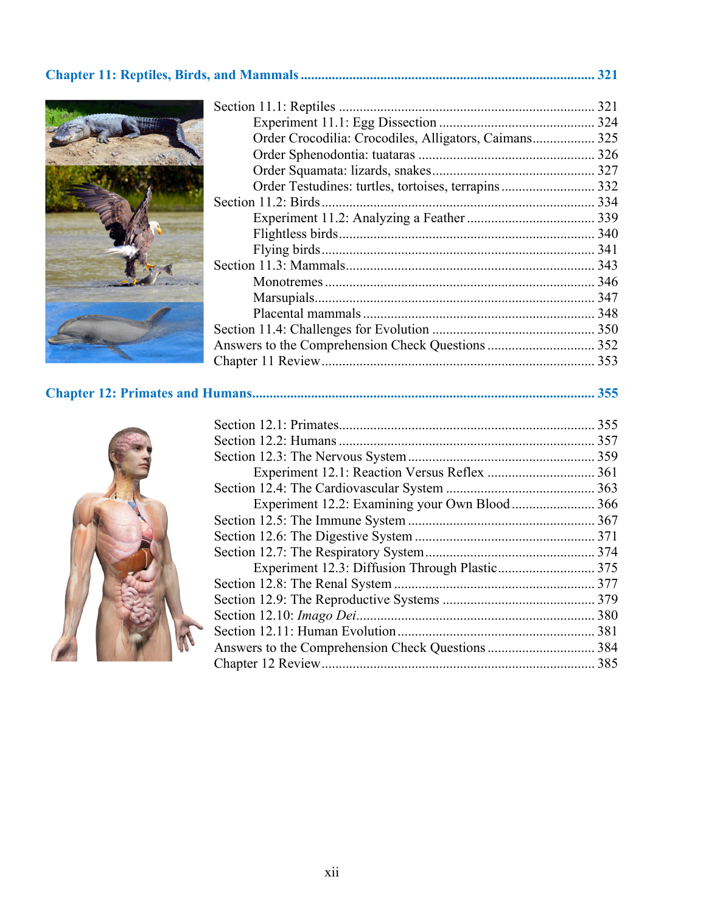**Chapter 11: Reptiles, Birds, and Mammals .................................................................................. 321**

Section 11.1: Reptiles ......................................................................... 321
 Experiment 11.1: Egg Dissection ............................................. 324
 Order Crocodilia: Crocodiles, Alligators, Caimans.................. 325
 Order Sphenodontia: tuataras ................................................... 326
 Order Squamata: lizards, snakes............................................... 327
 Order Testudines: turtles, tortoises, terrapins ........................... 332
Section 11.2: Birds.............................................................................. 334
 Experiment 11.2: Analyzing a Feather ..................................... 339
 Flightless birds.......................................................................... 340
 Flying birds............................................................................... 341
Section 11.3: Mammals....................................................................... 343
 Monotremes .............................................................................. 346
 Marsupials................................................................................. 347
 Placental mammals ................................................................... 348
Section 11.4: Challenges for Evolution ............................................... 350
Answers to the Comprehension Check Questions ............................... 352
Chapter 11 Review.............................................................................. 353

**Chapter 12: Primates and Humans...................................................................................................... 355**

Section 12.1: Primates......................................................................... 355
Section 12.2: Humans ......................................................................... 357
Section 12.3: The Nervous System ...................................................... 359
 Experiment 12.1: Reaction Versus Reflex ............................... 361
Section 12.4: The Cardiovascular System ........................................... 363
 Experiment 12.2: Examining your Own Blood........................ 366
Section 12.5: The Immune System ..................................................... 367
Section 12.6: The Digestive System .................................................... 371
Section 12.7: The Respiratory System................................................. 374
 Experiment 12.3: Diffusion Through Plastic............................ 375
Section 12.8: The Renal System .......................................................... 377
Section 12.9: The Reproductive Systems ............................................ 379
Section 12.10: *Imago Dei*.................................................................... 380
Section 12.11: Human Evolution......................................................... 381
Answers to the Comprehension Check Questions ............................... 384
Chapter 12 Review.............................................................................. 385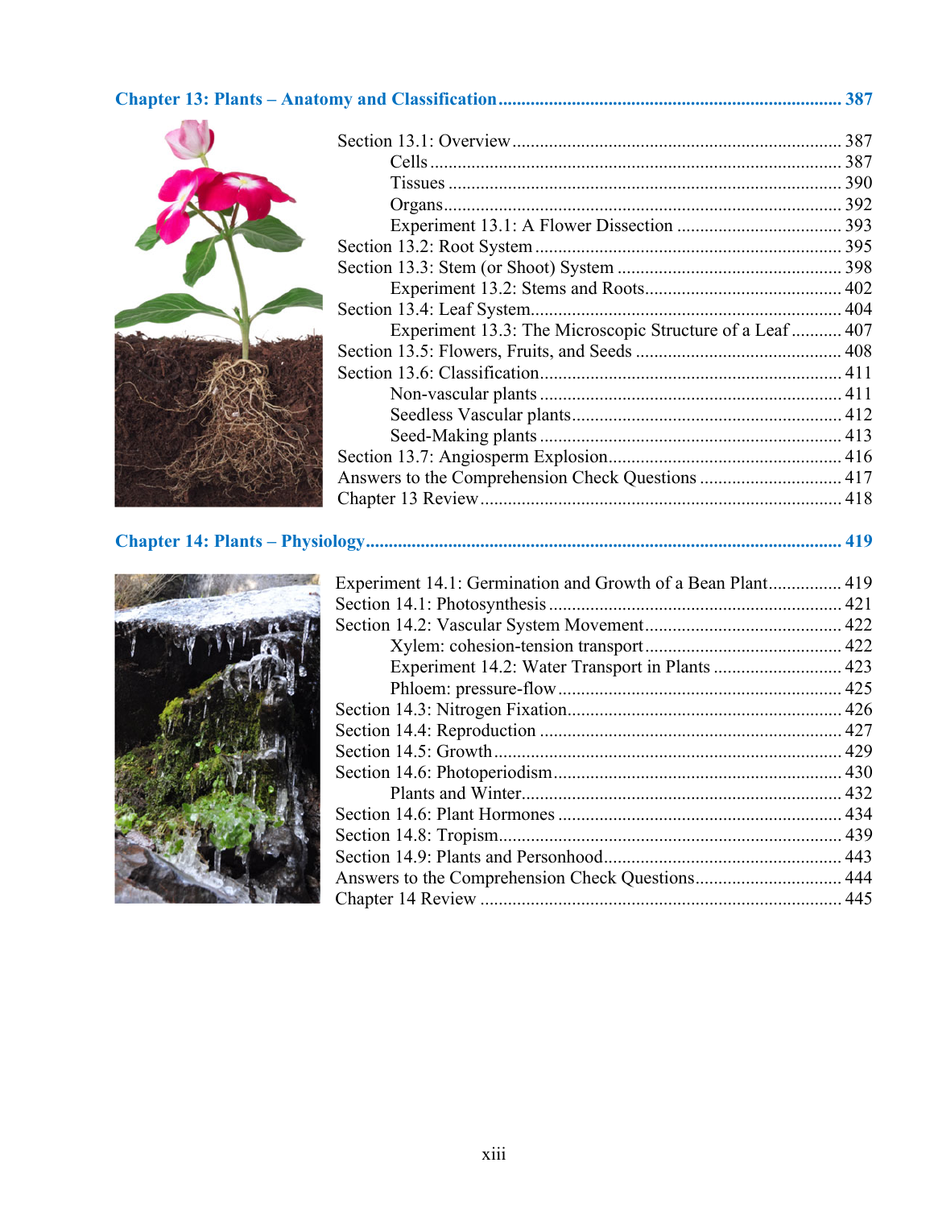## Chapter 13: Plants – Anatomy and Classification .......... 387

- Section 13.1: Overview .......... 387
  - Cells .......... 387
  - Tissues .......... 390
  - Organs .......... 392
  - Experiment 13.1: A Flower Dissection .......... 393
- Section 13.2: Root System .......... 395
- Section 13.3: Stem (or Shoot) System .......... 398
  - Experiment 13.2: Stems and Roots .......... 402
- Section 13.4: Leaf System .......... 404
  - Experiment 13.3: The Microscopic Structure of a Leaf .......... 407
- Section 13.5: Flowers, Fruits, and Seeds .......... 408
- Section 13.6: Classification .......... 411
  - Non-vascular plants .......... 411
  - Seedless Vascular plants .......... 412
  - Seed-Making plants .......... 413
- Section 13.7: Angiosperm Explosion .......... 416
- Answers to the Comprehension Check Questions .......... 417
- Chapter 13 Review .......... 418

## Chapter 14: Plants – Physiology .......... 419

- Experiment 14.1: Germination and Growth of a Bean Plant .......... 419
- Section 14.1: Photosynthesis .......... 421
- Section 14.2: Vascular System Movement .......... 422
  - Xylem: cohesion-tension transport .......... 422
  - Experiment 14.2: Water Transport in Plants .......... 423
  - Phloem: pressure-flow .......... 425
- Section 14.3: Nitrogen Fixation .......... 426
- Section 14.4: Reproduction .......... 427
- Section 14.5: Growth .......... 429
- Section 14.6: Photoperiodism .......... 430
  - Plants and Winter .......... 432
- Section 14.6: Plant Hormones .......... 434
- Section 14.8: Tropism .......... 439
- Section 14.9: Plants and Personhood .......... 443
- Answers to the Comprehension Check Questions .......... 444
- Chapter 14 Review .......... 445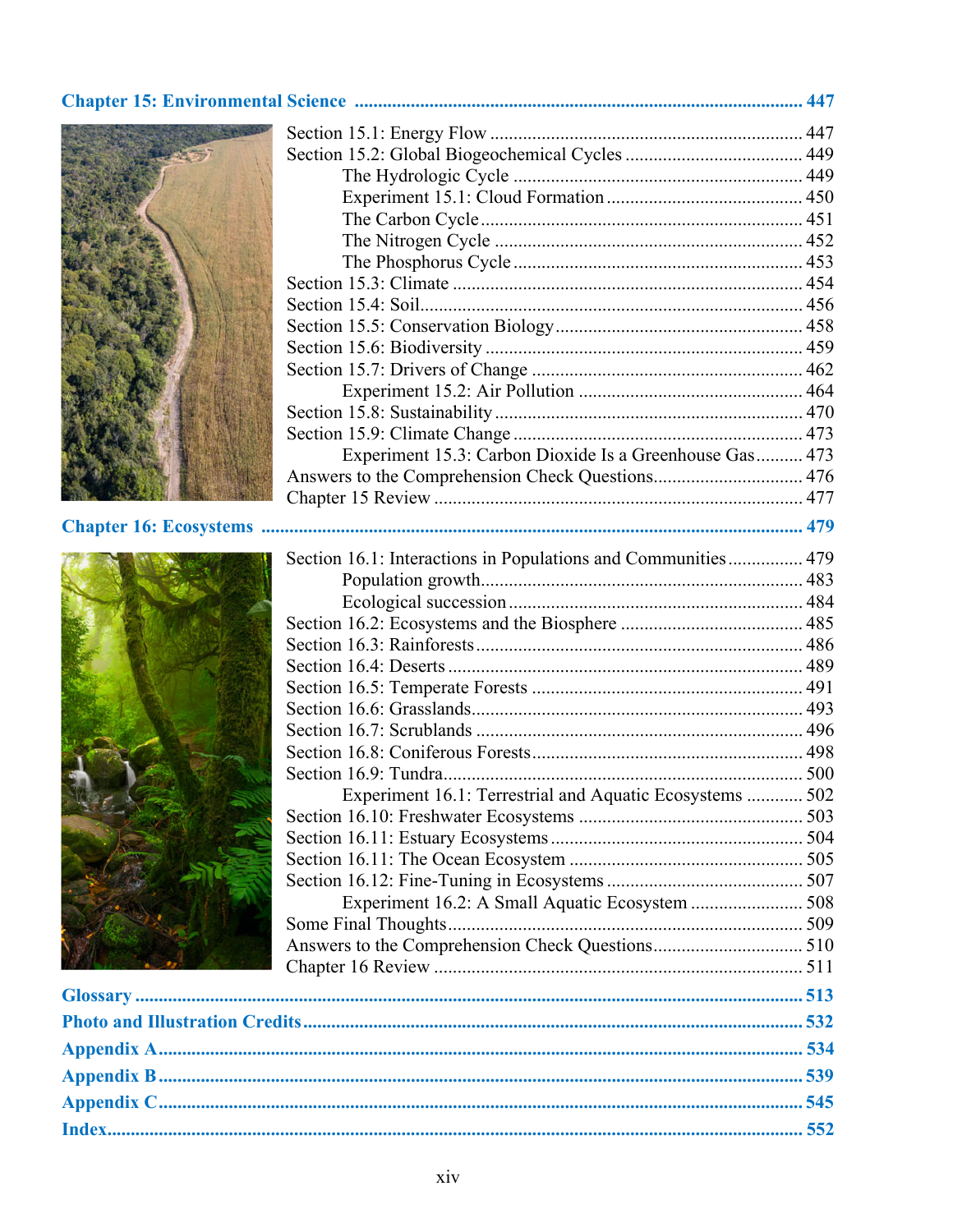**Chapter 15: Environmental Science ................................................................................ 447**

Section 15.1: Energy Flow ................................................................... 447
Section 15.2: Global Biogeochemical Cycles ...................................... 449
The Hydrologic Cycle ............................................................. 449
Experiment 15.1: Cloud Formation .......................................... 450
The Carbon Cycle .................................................................... 451
The Nitrogen Cycle ................................................................. 452
The Phosphorus Cycle ............................................................. 453
Section 15.3: Climate .......................................................................... 454
Section 15.4: Soil ................................................................................. 456
Section 15.5: Conservation Biology .................................................... 458
Section 15.6: Biodiversity ................................................................... 459
Section 15.7: Drivers of Change .......................................................... 462
Experiment 15.2: Air Pollution ................................................ 464
Section 15.8: Sustainability ................................................................. 470
Section 15.9: Climate Change ............................................................. 473
Experiment 15.3: Carbon Dioxide Is a Greenhouse Gas .......... 473
Answers to the Comprehension Check Questions ................................ 476
Chapter 15 Review .............................................................................. 477

**Chapter 16: Ecosystems ................................................................................................... 479**

Section 16.1: Interactions in Populations and Communities ................ 479
Population growth .................................................................... 483
Ecological succession .............................................................. 484
Section 16.2: Ecosystems and the Biosphere ....................................... 485
Section 16.3: Rainforests ..................................................................... 486
Section 16.4: Deserts ........................................................................... 489
Section 16.5: Temperate Forests ......................................................... 491
Section 16.6: Grasslands ...................................................................... 493
Section 16.7: Scrublands ..................................................................... 496
Section 16.8: Coniferous Forests .......................................................... 498
Section 16.9: Tundra ............................................................................ 500
Experiment 16.1: Terrestrial and Aquatic Ecosystems ............ 502
Section 16.10: Freshwater Ecosystems ............................................... 503
Section 16.11: Estuary Ecosystems ..................................................... 504
Section 16.11: The Ocean Ecosystem ................................................. 505
Section 16.12: Fine-Tuning in Ecosystems .......................................... 507
Experiment 16.2: A Small Aquatic Ecosystem ........................ 508
Some Final Thoughts ........................................................................... 509
Answers to the Comprehension Check Questions ................................ 510
Chapter 16 Review .............................................................................. 511

**Glossary ............................................................................................................................ 513**

**Photo and Illustration Credits ......................................................................................... 532**

**Appendix A ........................................................................................................................ 534**

**Appendix B ........................................................................................................................ 539**

**Appendix C ........................................................................................................................ 545**

**Index .................................................................................................................................. 552**